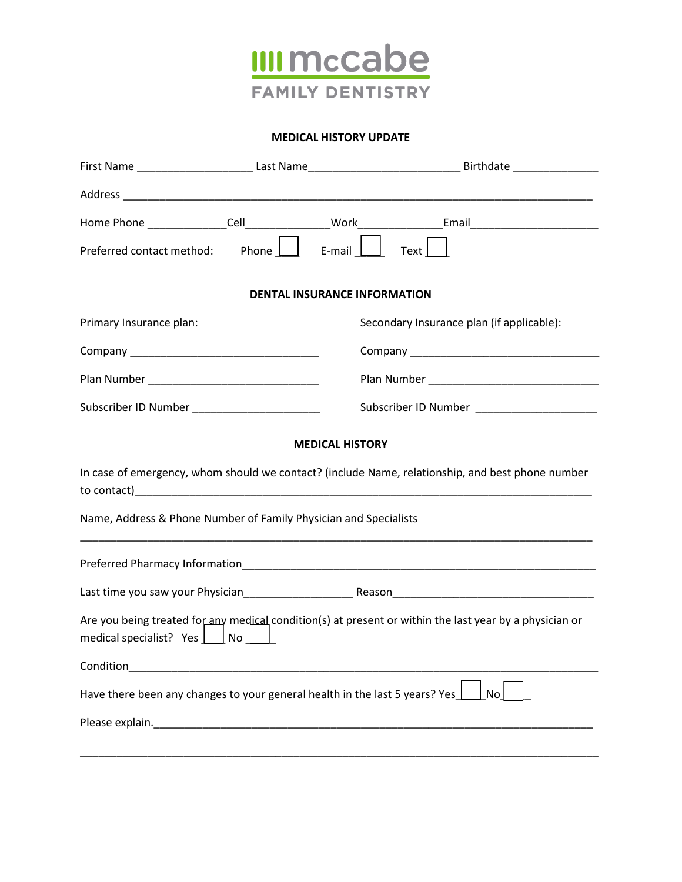# McCabe FAMILY DENTISTRY

## MEDICAL HISTORY UPDATE

First Name ___________________ Last Name_________________________ Birthdate ______________

Address _____________________________________________________________________________

Home Phone _____________Cell______________Work______________Email_____________________

Preferred contact method: Phone ☐ E-mail ☐ Text ☐

## DENTAL INSURANCE INFORMATION

Primary Insurance plan:

Company _______________________________

Plan Number ____________________________

Subscriber ID Number _____________________

Secondary Insurance plan (if applicable):

Company _______________________________

Plan Number ____________________________

Subscriber ID Number _____________________

## MEDICAL HISTORY

In case of emergency, whom should we contact? (include Name, relationship, and best phone number to contact)_____________________________________________________________________

Name, Address & Phone Number of Family Physician and Specialists

_____________________________________________________________________________________

Preferred Pharmacy Information____________________________________________________________

Last time you saw your Physician__________________ Reason__________________________________

Are you being treated for any medical condition(s) at present or within the last year by a physician or medical specialist? Yes ☐ No ☐

Condition_____________________________________________________________________________

Have there been any changes to your general health in the last 5 years? Yes ☐ No ☐

Please explain.________________________________________________________________________

_____________________________________________________________________________________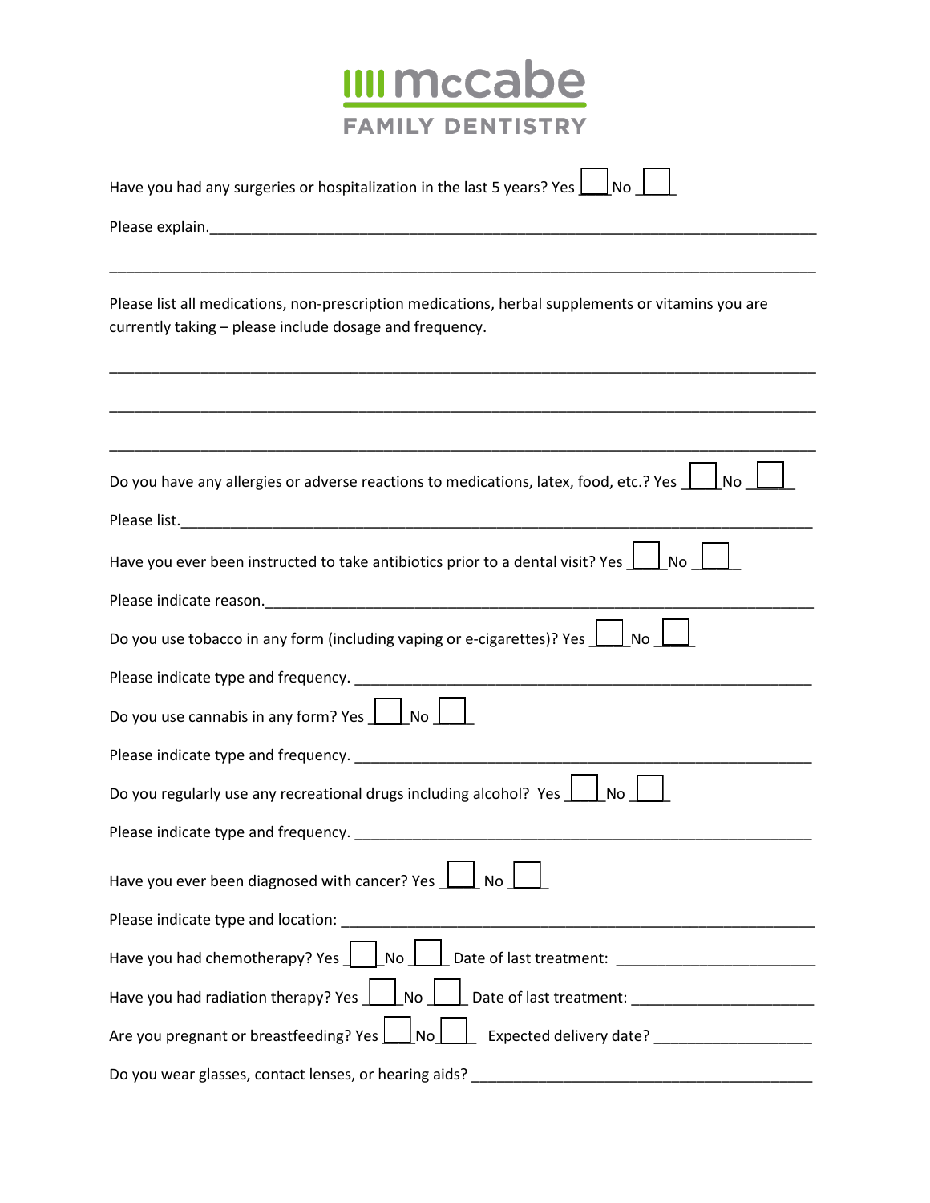# McCabe Family Dentistry

Have you had any surgeries or hospitalization in the last 5 years? Yes ☐ No ☐

Please explain.______________________________________________________________________

______________________________________________________________________________

Please list all medications, non-prescription medications, herbal supplements or vitamins you are currently taking – please include dosage and frequency.

______________________________________________________________________________

______________________________________________________________________________

______________________________________________________________________________

Do you have any allergies or adverse reactions to medications, latex, food, etc.? Yes ☐ No ☐

Please list.__________________________________________________________________________

Have you ever been instructed to take antibiotics prior to a dental visit? Yes ☐ No ☐

Please indicate reason.____________________________________________________________

Do you use tobacco in any form (including vaping or e-cigarettes)? Yes ☐ No ☐

Please indicate type and frequency. _____________________________________________

Do you use cannabis in any form? Yes ☐ No ☐

Please indicate type and frequency. _____________________________________________

Do you regularly use any recreational drugs including alcohol? Yes ☐ No ☐

Please indicate type and frequency. _____________________________________________

Have you ever been diagnosed with cancer? Yes ☐ No ☐

Please indicate type and location: _______________________________________________

Have you had chemotherapy? Yes ☐ No ☐ Date of last treatment: ____________________

Have you had radiation therapy? Yes ☐ No ☐ Date of last treatment: __________________

Are you pregnant or breastfeeding? Yes ☐ No ☐ Expected delivery date? _______________

Do you wear glasses, contact lenses, or hearing aids? _____________________________________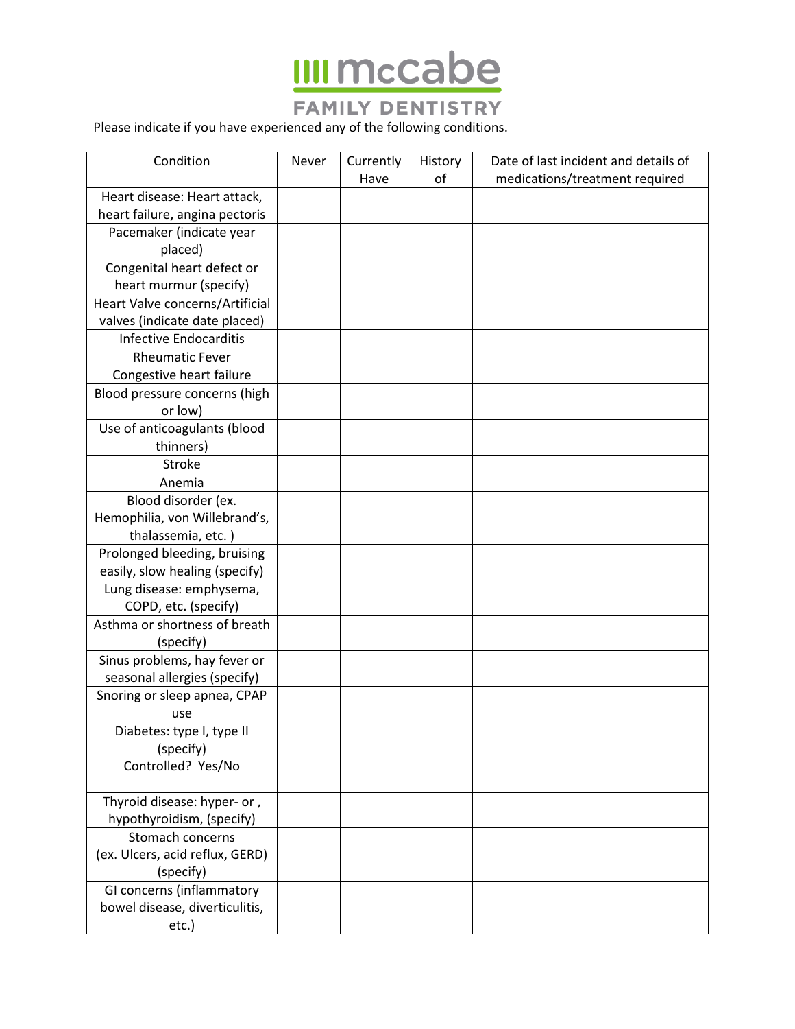# McCabe Family Dentistry

Please indicate if you have experienced any of the following conditions.

| Condition | Never | Currently Have | History of | Date of last incident and details of medications/treatment required |
| --- | --- | --- | --- | --- |
| Heart disease: Heart attack, heart failure, angina pectoris | | | | |
| Pacemaker (indicate year placed) | | | | |
| Congenital heart defect or heart murmur (specify) | | | | |
| Heart Valve concerns/Artificial valves (indicate date placed) | | | | |
| Infective Endocarditis | | | | |
| Rheumatic Fever | | | | |
| Congestive heart failure | | | | |
| Blood pressure concerns (high or low) | | | | |
| Use of anticoagulants (blood thinners) | | | | |
| Stroke | | | | |
| Anemia | | | | |
| Blood disorder (ex. Hemophilia, von Willebrand's, thalassemia, etc. ) | | | | |
| Prolonged bleeding, bruising easily, slow healing (specify) | | | | |
| Lung disease: emphysema, COPD, etc. (specify) | | | | |
| Asthma or shortness of breath (specify) | | | | |
| Sinus problems, hay fever or seasonal allergies (specify) | | | | |
| Snoring or sleep apnea, CPAP use | | | | |
| Diabetes: type I, type II (specify) Controlled? Yes/No | | | | |
| Thyroid disease: hyper- or , hypothyroidism, (specify) | | | | |
| Stomach concerns (ex. Ulcers, acid reflux, GERD) (specify) | | | | |
| GI concerns (inflammatory bowel disease, diverticulitis, etc.) | | | | |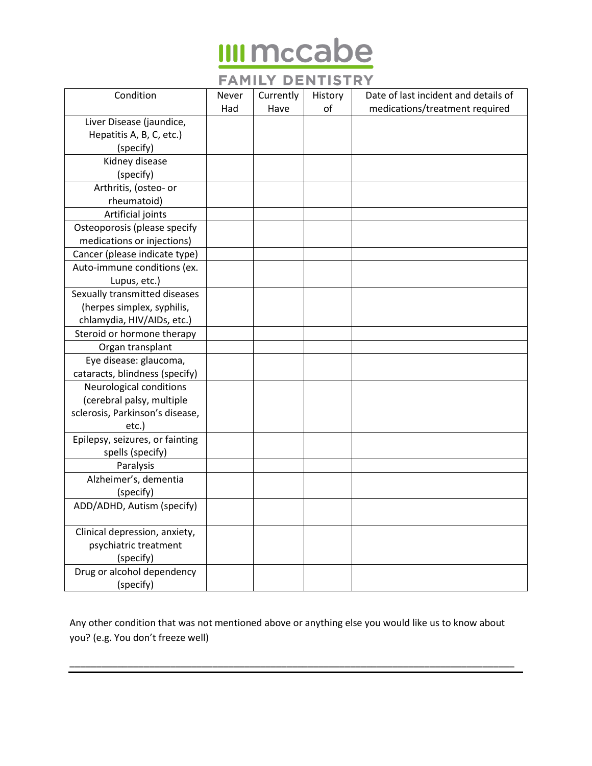**McCabe FAMILY DENTISTRY**

| Condition | Never Had | Currently Have | History of | Date of last incident and details of medications/treatment required |
|---|---|---|---|---|
| Liver Disease (jaundice, Hepatitis A, B, C, etc.) (specify) | | | | |
| Kidney disease (specify) | | | | |
| Arthritis, (osteo- or rheumatoid) | | | | |
| Artificial joints | | | | |
| Osteoporosis (please specify medications or injections) | | | | |
| Cancer (please indicate type) | | | | |
| Auto-immune conditions (ex. Lupus, etc.) | | | | |
| Sexually transmitted diseases (herpes simplex, syphilis, chlamydia, HIV/AIDs, etc.) | | | | |
| Steroid or hormone therapy | | | | |
| Organ transplant | | | | |
| Eye disease: glaucoma, cataracts, blindness (specify) | | | | |
| Neurological conditions (cerebral palsy, multiple sclerosis, Parkinson's disease, etc.) | | | | |
| Epilepsy, seizures, or fainting spells (specify) | | | | |
| Paralysis | | | | |
| Alzheimer's, dementia (specify) | | | | |
| ADD/ADHD, Autism (specify) | | | | |
| Clinical depression, anxiety, psychiatric treatment (specify) | | | | |
| Drug or alcohol dependency (specify) | | | | |

Any other condition that was not mentioned above or anything else you would like us to know about you? (e.g. You don't freeze well)

______________________________________________________________________________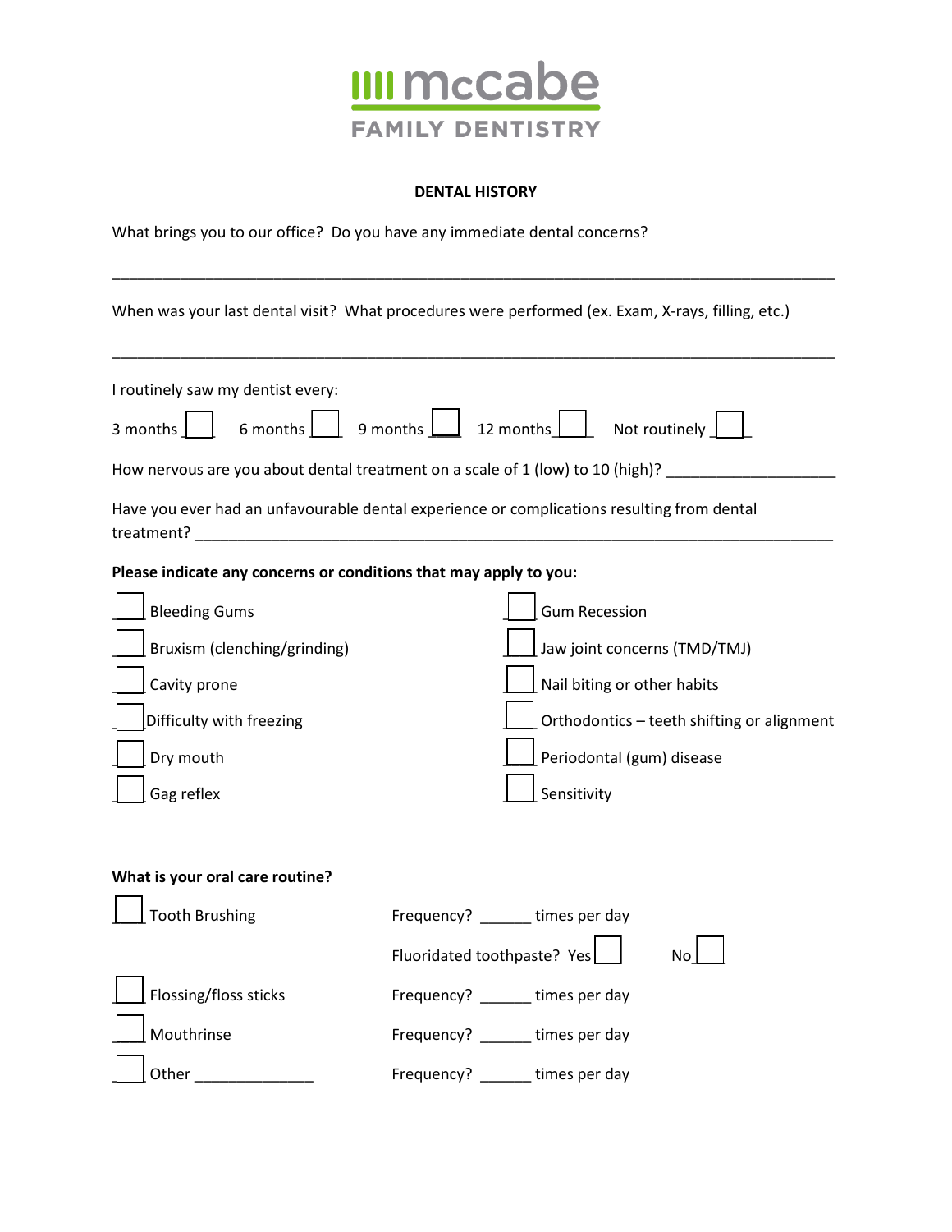# McCabe FAMILY DENTISTRY

## DENTAL HISTORY

What brings you to our office? Do you have any immediate dental concerns?

___________________________________________________________________________________

When was your last dental visit? What procedures were performed (ex. Exam, X-rays, filling, etc.)

___________________________________________________________________________________

I routinely saw my dentist every:

3 months ☐ 6 months ☐ 9 months ☐ 12 months ☐ Not routinely ☐

How nervous are you about dental treatment on a scale of 1 (low) to 10 (high)? ____________________

Have you ever had an unfavourable dental experience or complications resulting from dental treatment? ___________________________________________________________________________

**Please indicate any concerns or conditions that may apply to you:**

- ☐ Bleeding Gums
- ☐ Bruxism (clenching/grinding)
- ☐ Cavity prone
- ☐ Difficulty with freezing
- ☐ Dry mouth
- ☐ Gag reflex
- ☐ Gum Recession
- ☐ Jaw joint concerns (TMD/TMJ)
- ☐ Nail biting or other habits
- ☐ Orthodontics – teeth shifting or alignment
- ☐ Periodontal (gum) disease
- ☐ Sensitivity

**What is your oral care routine?**

☐ Tooth Brushing — Frequency? ______ times per day

Fluoridated toothpaste? Yes ☐ No ☐

☐ Flossing/floss sticks — Frequency? ______ times per day

☐ Mouthrinse — Frequency? ______ times per day

☐ Other ______________ — Frequency? ______ times per day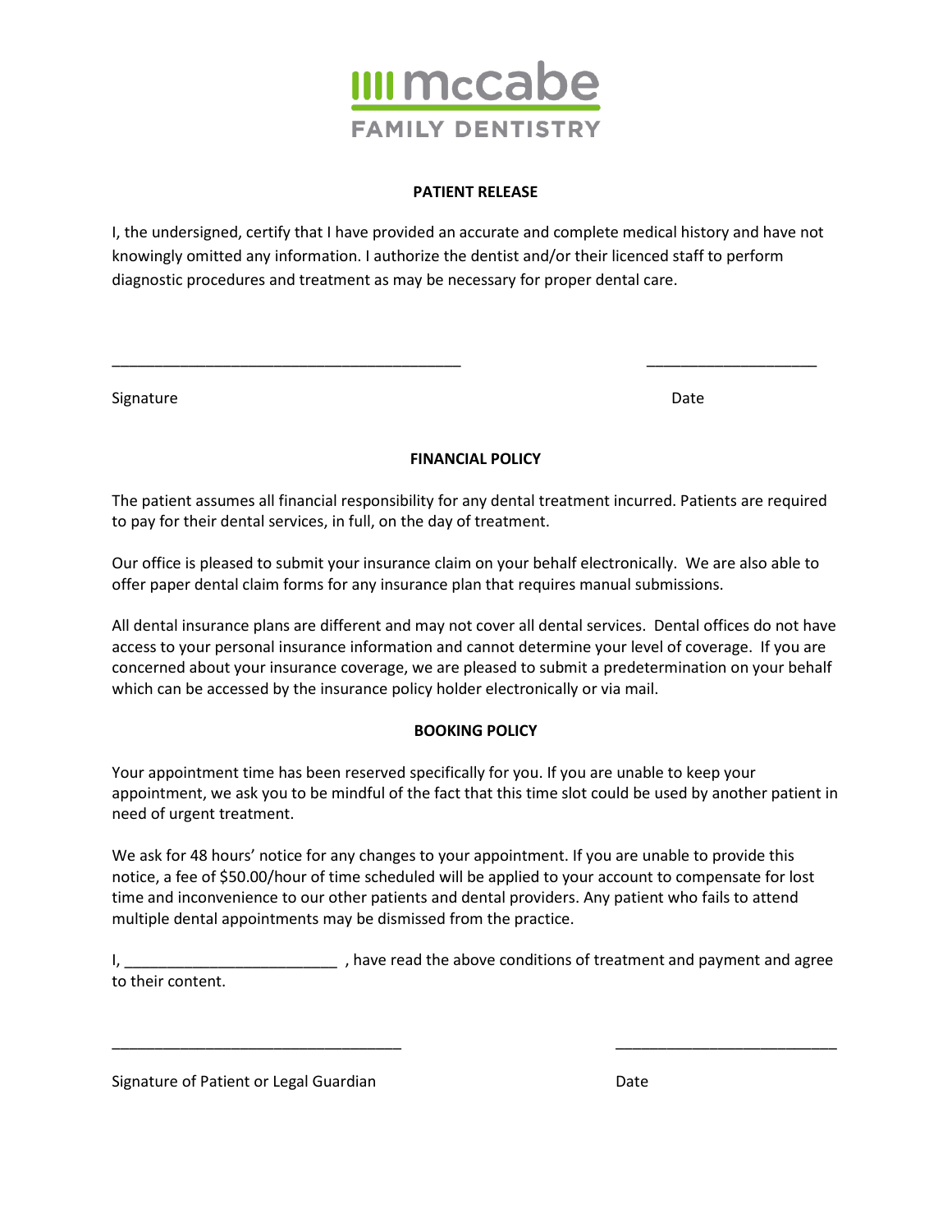# mccabe FAMILY DENTISTRY

## PATIENT RELEASE

I, the undersigned, certify that I have provided an accurate and complete medical history and have not knowingly omitted any information. I authorize the dentist and/or their licenced staff to perform diagnostic procedures and treatment as may be necessary for proper dental care.

\_\_\_\_\_\_\_\_\_\_\_\_\_\_\_\_\_\_\_\_\_\_\_\_\_\_\_\_\_\_\_\_\_\_\_\_\_\_\_\_\_\_ \_\_\_\_\_\_\_\_\_\_\_\_\_\_\_\_\_\_\_\_

Signature Date

## FINANCIAL POLICY

The patient assumes all financial responsibility for any dental treatment incurred. Patients are required to pay for their dental services, in full, on the day of treatment.

Our office is pleased to submit your insurance claim on your behalf electronically. We are also able to offer paper dental claim forms for any insurance plan that requires manual submissions.

All dental insurance plans are different and may not cover all dental services. Dental offices do not have access to your personal insurance information and cannot determine your level of coverage. If you are concerned about your insurance coverage, we are pleased to submit a predetermination on your behalf which can be accessed by the insurance policy holder electronically or via mail.

## BOOKING POLICY

Your appointment time has been reserved specifically for you. If you are unable to keep your appointment, we ask you to be mindful of the fact that this time slot could be used by another patient in need of urgent treatment.

We ask for 48 hours' notice for any changes to your appointment. If you are unable to provide this notice, a fee of $50.00/hour of time scheduled will be applied to your account to compensate for lost time and inconvenience to our other patients and dental providers. Any patient who fails to attend multiple dental appointments may be dismissed from the practice.

I, \_\_\_\_\_\_\_\_\_\_\_\_\_\_\_\_\_\_\_\_\_\_\_\_\_ , have read the above conditions of treatment and payment and agree to their content.

\_\_\_\_\_\_\_\_\_\_\_\_\_\_\_\_\_\_\_\_\_\_\_\_\_\_\_\_\_\_\_\_\_\_ \_\_\_\_\_\_\_\_\_\_\_\_\_\_\_\_\_\_\_\_\_\_\_\_\_\_

Signature of Patient or Legal Guardian Date